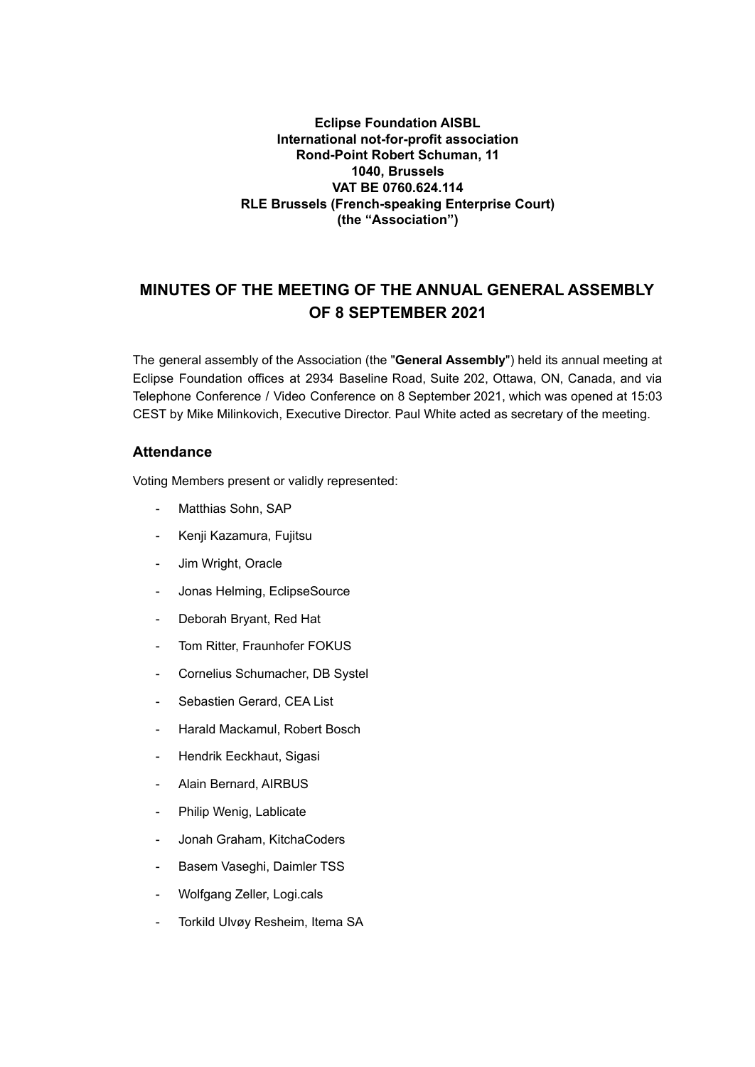**Eclipse Foundation AISBL**
**International not-for-profit association**
**Rond-Point Robert Schuman, 11**
**1040, Brussels**
**VAT BE 0760.624.114**
**RLE Brussels (French-speaking Enterprise Court)**
**(the "Association")**

# MINUTES OF THE MEETING OF THE ANNUAL GENERAL ASSEMBLY OF 8 SEPTEMBER 2021

The general assembly of the Association (the "**General Assembly**") held its annual meeting at Eclipse Foundation offices at 2934 Baseline Road, Suite 202, Ottawa, ON, Canada, and via Telephone Conference / Video Conference on 8 September 2021, which was opened at 15:03 CEST by Mike Milinkovich, Executive Director. Paul White acted as secretary of the meeting.

## Attendance

Voting Members present or validly represented:

- Matthias Sohn, SAP
- Kenji Kazamura, Fujitsu
- Jim Wright, Oracle
- Jonas Helming, EclipseSource
- Deborah Bryant, Red Hat
- Tom Ritter, Fraunhofer FOKUS
- Cornelius Schumacher, DB Systel
- Sebastien Gerard, CEA List
- Harald Mackamul, Robert Bosch
- Hendrik Eeckhaut, Sigasi
- Alain Bernard, AIRBUS
- Philip Wenig, Lablicate
- Jonah Graham, KitchaCoders
- Basem Vaseghi, Daimler TSS
- Wolfgang Zeller, Logi.cals
- Torkild Ulvøy Resheim, Itema SA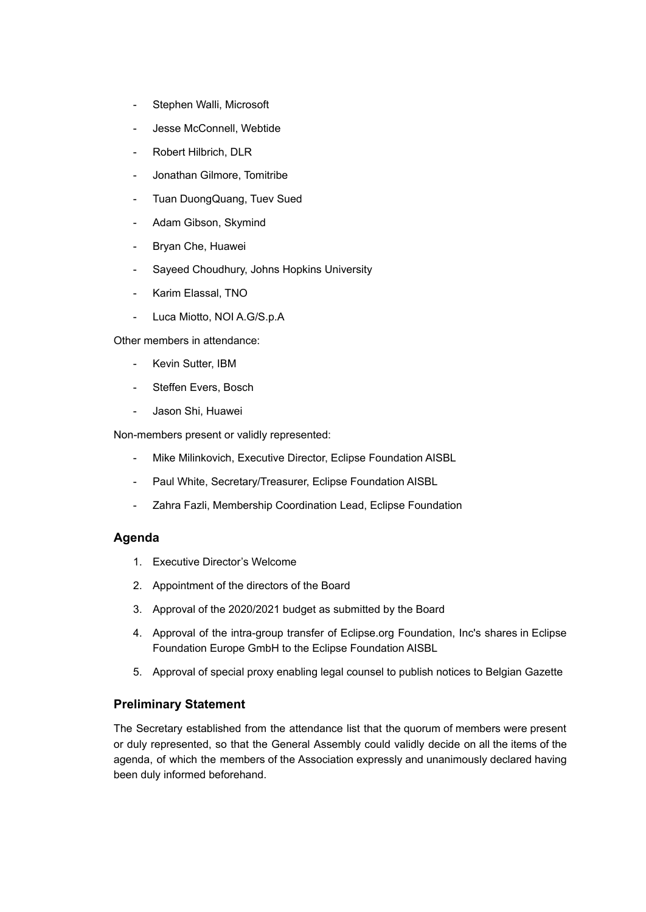- Stephen Walli, Microsoft
- Jesse McConnell, Webtide
- Robert Hilbrich, DLR
- Jonathan Gilmore, Tomitribe
- Tuan DuongQuang, Tuev Sued
- Adam Gibson, Skymind
- Bryan Che, Huawei
- Sayeed Choudhury, Johns Hopkins University
- Karim Elassal, TNO
- Luca Miotto, NOI A.G/S.p.A

Other members in attendance:

- Kevin Sutter, IBM
- Steffen Evers, Bosch
- Jason Shi, Huawei

Non-members present or validly represented:

- Mike Milinkovich, Executive Director, Eclipse Foundation AISBL
- Paul White, Secretary/Treasurer, Eclipse Foundation AISBL
- Zahra Fazli, Membership Coordination Lead, Eclipse Foundation

## Agenda

1. Executive Director's Welcome
2. Appointment of the directors of the Board
3. Approval of the 2020/2021 budget as submitted by the Board
4. Approval of the intra-group transfer of Eclipse.org Foundation, Inc's shares in Eclipse Foundation Europe GmbH to the Eclipse Foundation AISBL
5. Approval of special proxy enabling legal counsel to publish notices to Belgian Gazette

## Preliminary Statement

The Secretary established from the attendance list that the quorum of members were present or duly represented, so that the General Assembly could validly decide on all the items of the agenda, of which the members of the Association expressly and unanimously declared having been duly informed beforehand.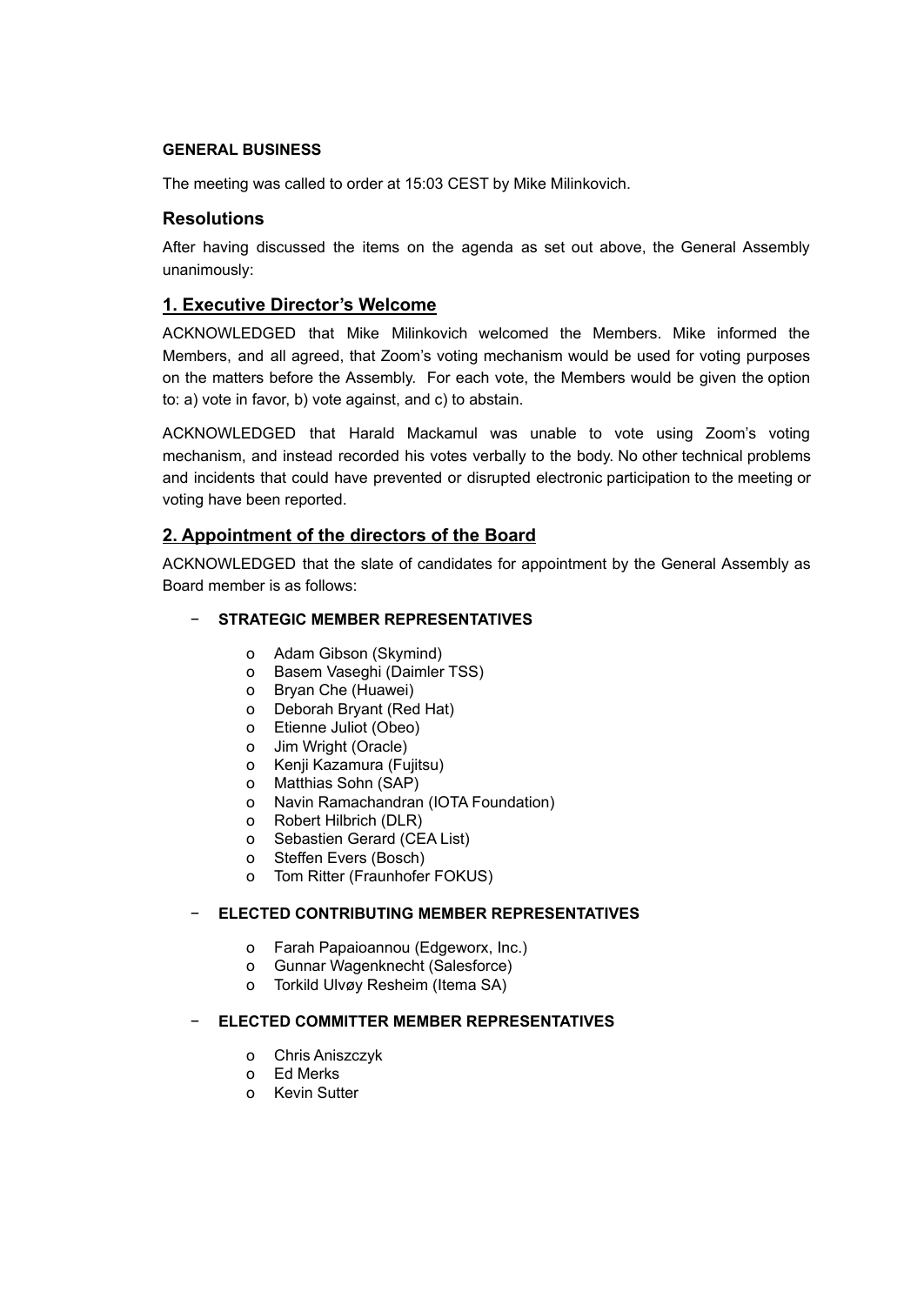**GENERAL BUSINESS**

The meeting was called to order at 15:03 CEST by Mike Milinkovich.

### Resolutions

After having discussed the items on the agenda as set out above, the General Assembly unanimously:

### 1. Executive Director's Welcome

ACKNOWLEDGED that Mike Milinkovich welcomed the Members. Mike informed the Members, and all agreed, that Zoom's voting mechanism would be used for voting purposes on the matters before the Assembly. For each vote, the Members would be given the option to: a) vote in favor, b) vote against, and c) to abstain.

ACKNOWLEDGED that Harald Mackamul was unable to vote using Zoom's voting mechanism, and instead recorded his votes verbally to the body. No other technical problems and incidents that could have prevented or disrupted electronic participation to the meeting or voting have been reported.

### 2. Appointment of the directors of the Board

ACKNOWLEDGED that the slate of candidates for appointment by the General Assembly as Board member is as follows:

- **STRATEGIC MEMBER REPRESENTATIVES**
  - Adam Gibson (Skymind)
  - Basem Vaseghi (Daimler TSS)
  - Bryan Che (Huawei)
  - Deborah Bryant (Red Hat)
  - Etienne Juliot (Obeo)
  - Jim Wright (Oracle)
  - Kenji Kazamura (Fujitsu)
  - Matthias Sohn (SAP)
  - Navin Ramachandran (IOTA Foundation)
  - Robert Hilbrich (DLR)
  - Sebastien Gerard (CEA List)
  - Steffen Evers (Bosch)
  - Tom Ritter (Fraunhofer FOKUS)

- **ELECTED CONTRIBUTING MEMBER REPRESENTATIVES**
  - Farah Papaioannou (Edgeworx, Inc.)
  - Gunnar Wagenknecht (Salesforce)
  - Torkild Ulvøy Resheim (Itema SA)

- **ELECTED COMMITTER MEMBER REPRESENTATIVES**
  - Chris Aniszczyk
  - Ed Merks
  - Kevin Sutter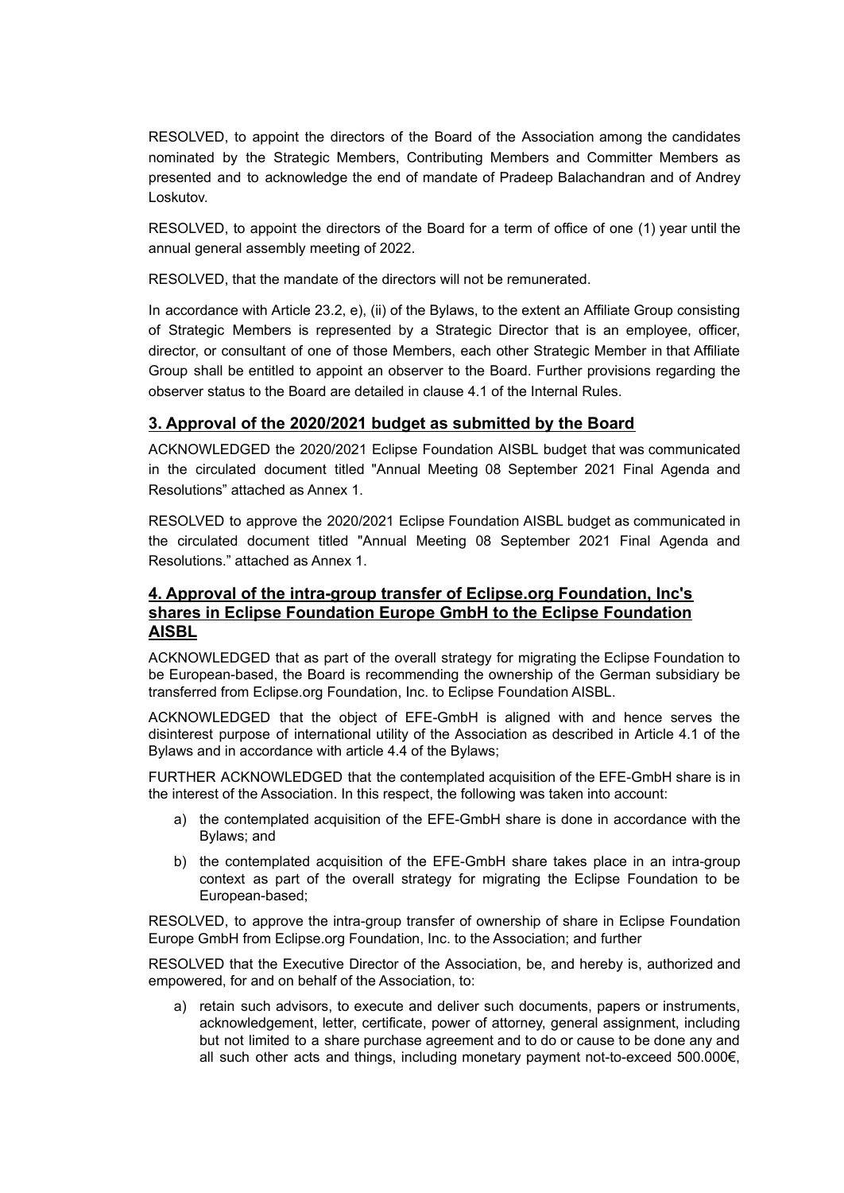RESOLVED, to appoint the directors of the Board of the Association among the candidates nominated by the Strategic Members, Contributing Members and Committer Members as presented and to acknowledge the end of mandate of Pradeep Balachandran and of Andrey Loskutov.

RESOLVED, to appoint the directors of the Board for a term of office of one (1) year until the annual general assembly meeting of 2022.

RESOLVED, that the mandate of the directors will not be remunerated.

In accordance with Article 23.2, e), (ii) of the Bylaws, to the extent an Affiliate Group consisting of Strategic Members is represented by a Strategic Director that is an employee, officer, director, or consultant of one of those Members, each other Strategic Member in that Affiliate Group shall be entitled to appoint an observer to the Board. Further provisions regarding the observer status to the Board are detailed in clause 4.1 of the Internal Rules.

## 3. Approval of the 2020/2021 budget as submitted by the Board

ACKNOWLEDGED the 2020/2021 Eclipse Foundation AISBL budget that was communicated in the circulated document titled "Annual Meeting 08 September 2021 Final Agenda and Resolutions" attached as Annex 1.

RESOLVED to approve the 2020/2021 Eclipse Foundation AISBL budget as communicated in the circulated document titled "Annual Meeting 08 September 2021 Final Agenda and Resolutions." attached as Annex 1.

## 4. Approval of the intra-group transfer of Eclipse.org Foundation, Inc's shares in Eclipse Foundation Europe GmbH to the Eclipse Foundation AISBL

ACKNOWLEDGED that as part of the overall strategy for migrating the Eclipse Foundation to be European-based, the Board is recommending the ownership of the German subsidiary be transferred from Eclipse.org Foundation, Inc. to Eclipse Foundation AISBL.

ACKNOWLEDGED that the object of EFE-GmbH is aligned with and hence serves the disinterest purpose of international utility of the Association as described in Article 4.1 of the Bylaws and in accordance with article 4.4 of the Bylaws;

FURTHER ACKNOWLEDGED that the contemplated acquisition of the EFE-GmbH share is in the interest of the Association. In this respect, the following was taken into account:

a) the contemplated acquisition of the EFE-GmbH share is done in accordance with the Bylaws; and

b) the contemplated acquisition of the EFE-GmbH share takes place in an intra-group context as part of the overall strategy for migrating the Eclipse Foundation to be European-based;

RESOLVED, to approve the intra-group transfer of ownership of share in Eclipse Foundation Europe GmbH from Eclipse.org Foundation, Inc. to the Association; and further

RESOLVED that the Executive Director of the Association, be, and hereby is, authorized and empowered, for and on behalf of the Association, to:

a) retain such advisors, to execute and deliver such documents, papers or instruments, acknowledgement, letter, certificate, power of attorney, general assignment, including but not limited to a share purchase agreement and to do or cause to be done any and all such other acts and things, including monetary payment not-to-exceed 500.000€,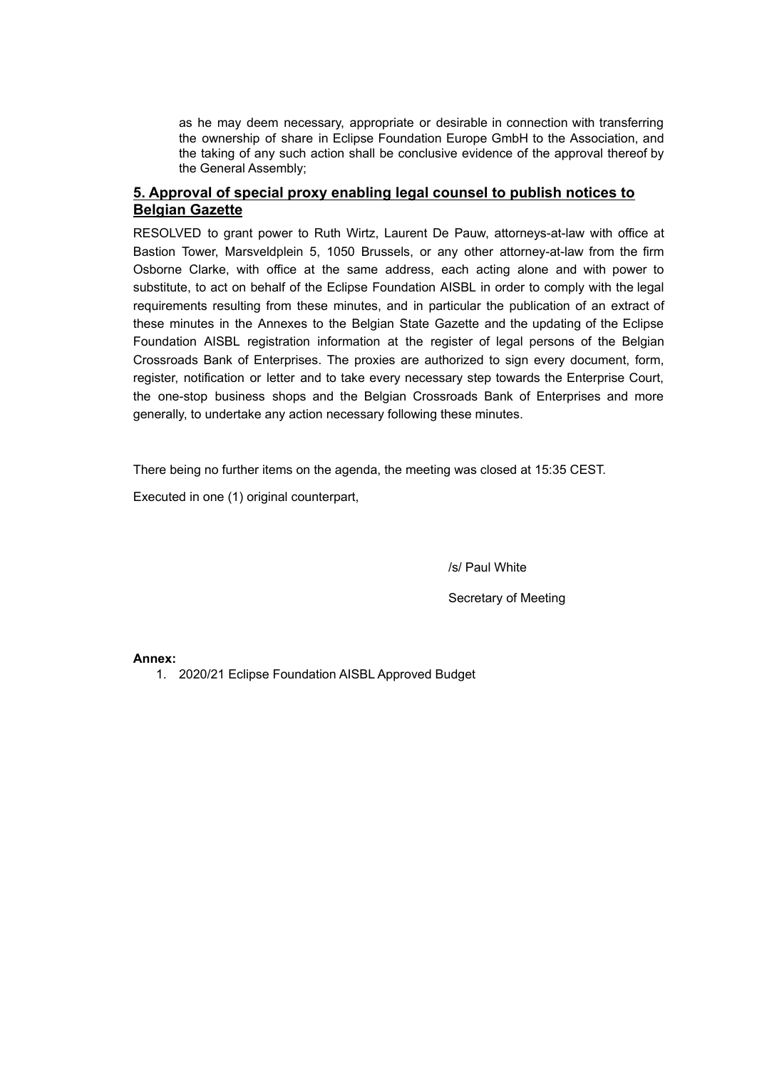as he may deem necessary, appropriate or desirable in connection with transferring the ownership of share in Eclipse Foundation Europe GmbH to the Association, and the taking of any such action shall be conclusive evidence of the approval thereof by the General Assembly;

## 5. Approval of special proxy enabling legal counsel to publish notices to Belgian Gazette

RESOLVED to grant power to Ruth Wirtz, Laurent De Pauw, attorneys-at-law with office at Bastion Tower, Marsveldplein 5, 1050 Brussels, or any other attorney-at-law from the firm Osborne Clarke, with office at the same address, each acting alone and with power to substitute, to act on behalf of the Eclipse Foundation AISBL in order to comply with the legal requirements resulting from these minutes, and in particular the publication of an extract of these minutes in the Annexes to the Belgian State Gazette and the updating of the Eclipse Foundation AISBL registration information at the register of legal persons of the Belgian Crossroads Bank of Enterprises. The proxies are authorized to sign every document, form, register, notification or letter and to take every necessary step towards the Enterprise Court, the one-stop business shops and the Belgian Crossroads Bank of Enterprises and more generally, to undertake any action necessary following these minutes.

There being no further items on the agenda, the meeting was closed at 15:35 CEST.

Executed in one (1) original counterpart,

/s/ Paul White

Secretary of Meeting

**Annex:**

1. 2020/21 Eclipse Foundation AISBL Approved Budget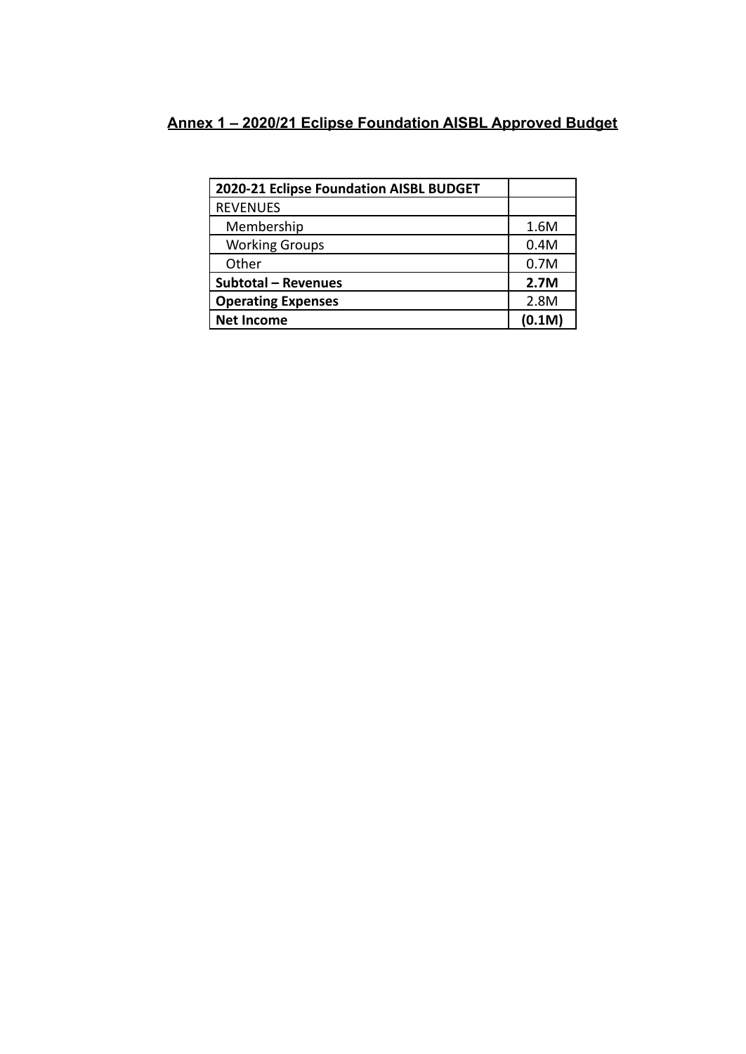## Annex 1 – 2020/21 Eclipse Foundation AISBL Approved Budget

| **2020-21 Eclipse Foundation AISBL BUDGET** | |
|---|---|
| REVENUES | |
| Membership | 1.6M |
| Working Groups | 0.4M |
| Other | 0.7M |
| **Subtotal – Revenues** | **2.7M** |
| **Operating Expenses** | 2.8M |
| **Net Income** | **(0.1M)** |